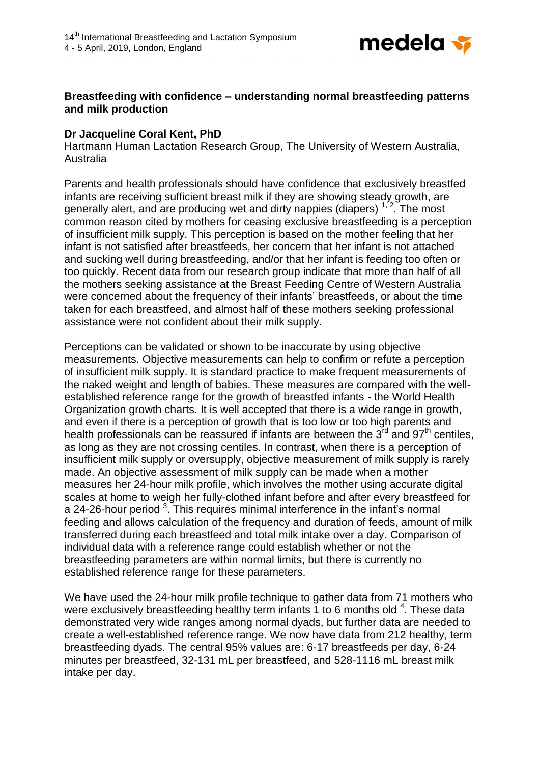## Breastfeeding with confidence – understanding normal breastfeeding patterns and milk production

**Dr Jacqueline Coral Kent, PhD**
Hartmann Human Lactation Research Group, The University of Western Australia, Australia

Parents and health professionals should have confidence that exclusively breastfed infants are receiving sufficient breast milk if they are showing steady growth, are generally alert, and are producing wet and dirty nappies (diapers) [1, 2]. The most common reason cited by mothers for ceasing exclusive breastfeeding is a perception of insufficient milk supply. This perception is based on the mother feeling that her infant is not satisfied after breastfeeds, her concern that her infant is not attached and sucking well during breastfeeding, and/or that her infant is feeding too often or too quickly. Recent data from our research group indicate that more than half of all the mothers seeking assistance at the Breast Feeding Centre of Western Australia were concerned about the frequency of their infants' breastfeeds, or about the time taken for each breastfeed, and almost half of these mothers seeking professional assistance were not confident about their milk supply.

Perceptions can be validated or shown to be inaccurate by using objective measurements. Objective measurements can help to confirm or refute a perception of insufficient milk supply. It is standard practice to make frequent measurements of the naked weight and length of babies. These measures are compared with the well-established reference range for the growth of breastfed infants - the World Health Organization growth charts. It is well accepted that there is a wide range in growth, and even if there is a perception of growth that is too low or too high parents and health professionals can be reassured if infants are between the 3rd and 97th centiles, as long as they are not crossing centiles. In contrast, when there is a perception of insufficient milk supply or oversupply, objective measurement of milk supply is rarely made. An objective assessment of milk supply can be made when a mother measures her 24-hour milk profile, which involves the mother using accurate digital scales at home to weigh her fully-clothed infant before and after every breastfeed for a 24-26-hour period [3]. This requires minimal interference in the infant's normal feeding and allows calculation of the frequency and duration of feeds, amount of milk transferred during each breastfeed and total milk intake over a day. Comparison of individual data with a reference range could establish whether or not the breastfeeding parameters are within normal limits, but there is currently no established reference range for these parameters.

We have used the 24-hour milk profile technique to gather data from 71 mothers who were exclusively breastfeeding healthy term infants 1 to 6 months old [4]. These data demonstrated very wide ranges among normal dyads, but further data are needed to create a well-established reference range. We now have data from 212 healthy, term breastfeeding dyads. The central 95% values are: 6-17 breastfeeds per day, 6-24 minutes per breastfeed, 32-131 mL per breastfeed, and 528-1116 mL breast milk intake per day.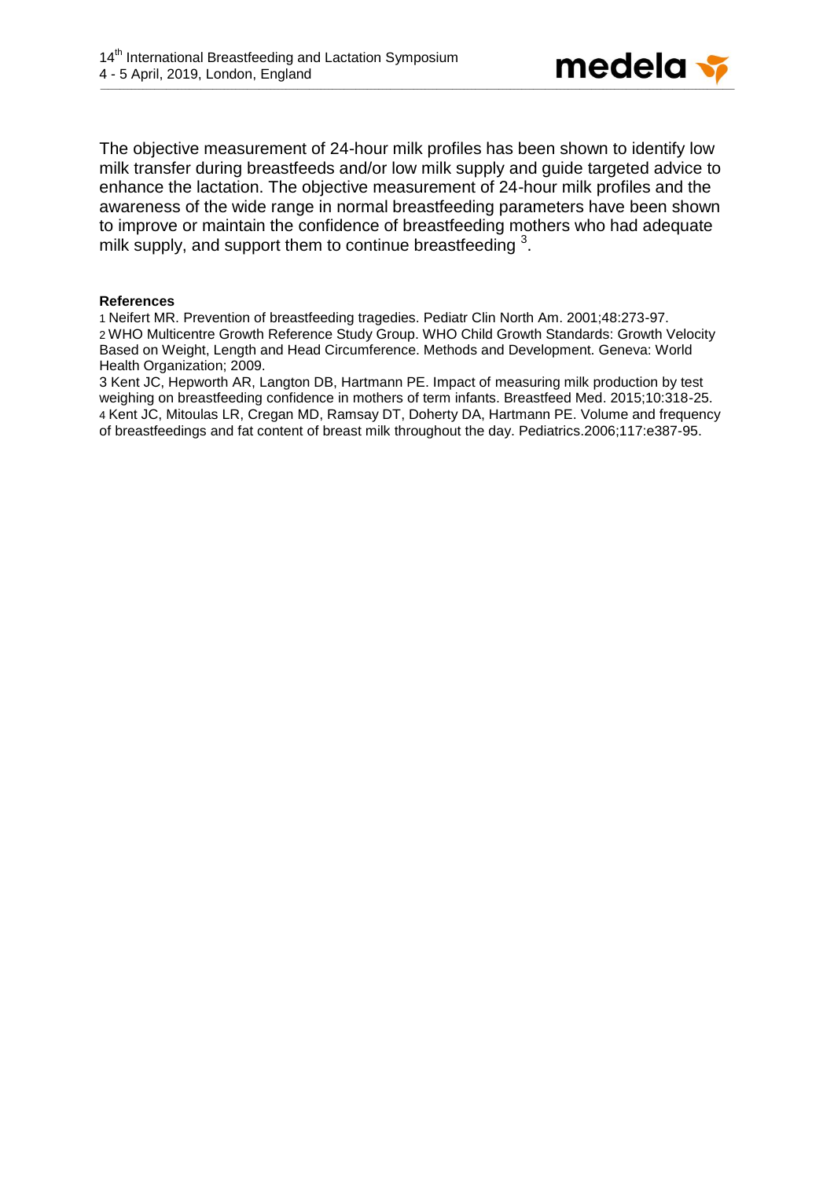The objective measurement of 24-hour milk profiles has been shown to identify low milk transfer during breastfeeds and/or low milk supply and guide targeted advice to enhance the lactation. The objective measurement of 24-hour milk profiles and the awareness of the wide range in normal breastfeeding parameters have been shown to improve or maintain the confidence of breastfeeding mothers who had adequate milk supply, and support them to continue breastfeeding [3].

**References**

1 Neifert MR. Prevention of breastfeeding tragedies. Pediatr Clin North Am. 2001;48:273-97.
2 WHO Multicentre Growth Reference Study Group. WHO Child Growth Standards: Growth Velocity Based on Weight, Length and Head Circumference. Methods and Development. Geneva: World Health Organization; 2009.
3 Kent JC, Hepworth AR, Langton DB, Hartmann PE. Impact of measuring milk production by test weighing on breastfeeding confidence in mothers of term infants. Breastfeed Med. 2015;10:318-25.
4 Kent JC, Mitoulas LR, Cregan MD, Ramsay DT, Doherty DA, Hartmann PE. Volume and frequency of breastfeedings and fat content of breast milk throughout the day. Pediatrics.2006;117:e387-95.